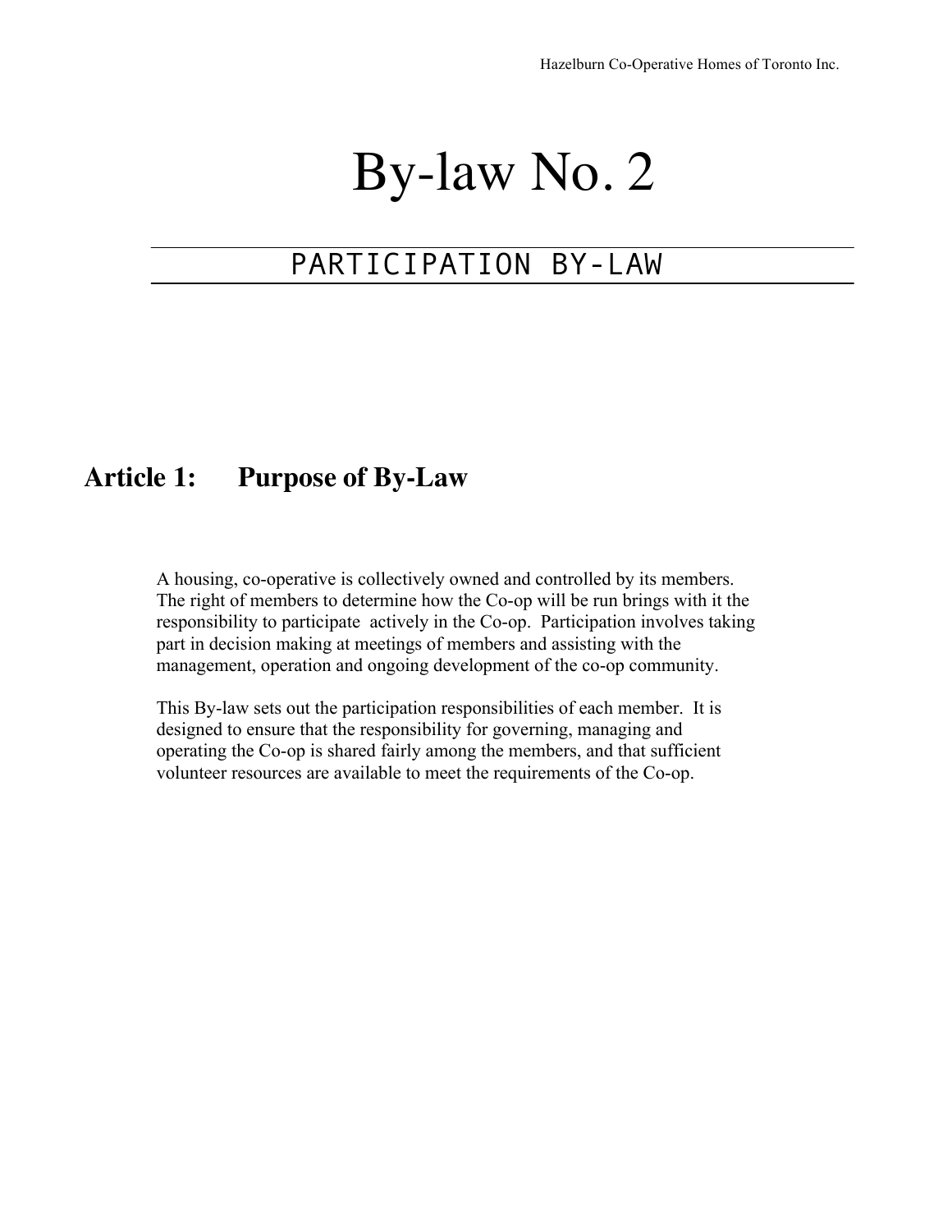# By-law No. 2

## PARTICIPATION BY-LAW

## Article 1: Purpose of By-Law

A housing, co-operative is collectively owned and controlled by its members. The right of members to determine how the Co-op will be run brings with it the responsibility to participate actively in the Co-op. Participation involves taking part in decision making at meetings of members and assisting with the management, operation and ongoing development of the co-op community.

This By-law sets out the participation responsibilities of each member. It is designed to ensure that the responsibility for governing, managing and operating the Co-op is shared fairly among the members, and that sufficient volunteer resources are available to meet the requirements of the Co-op.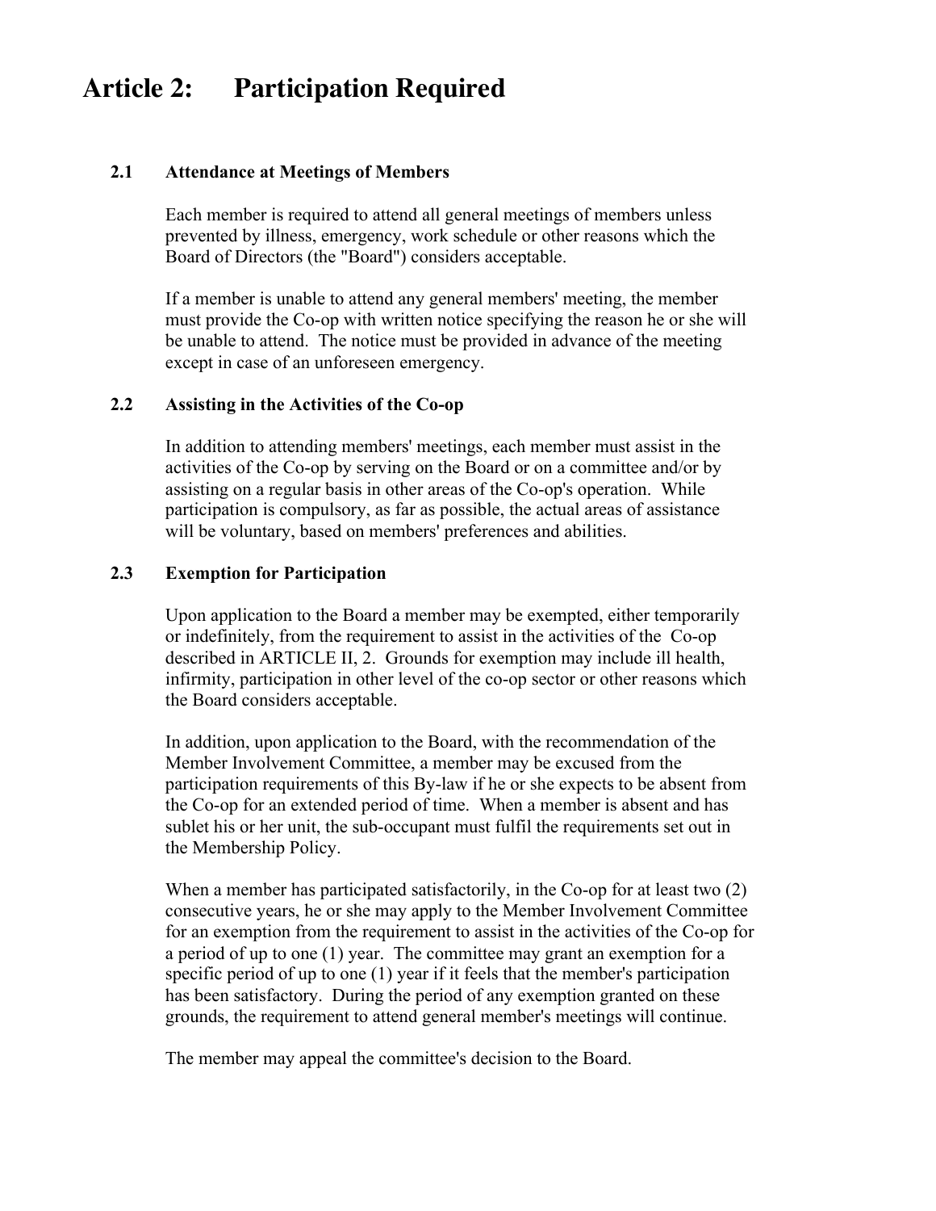# Article 2: Participation Required

## 2.1 Attendance at Meetings of Members

Each member is required to attend all general meetings of members unless prevented by illness, emergency, work schedule or other reasons which the Board of Directors (the "Board") considers acceptable.

If a member is unable to attend any general members' meeting, the member must provide the Co-op with written notice specifying the reason he or she will be unable to attend. The notice must be provided in advance of the meeting except in case of an unforeseen emergency.

## 2.2 Assisting in the Activities of the Co-op

In addition to attending members' meetings, each member must assist in the activities of the Co-op by serving on the Board or on a committee and/or by assisting on a regular basis in other areas of the Co-op's operation. While participation is compulsory, as far as possible, the actual areas of assistance will be voluntary, based on members' preferences and abilities.

## 2.3 Exemption for Participation

Upon application to the Board a member may be exempted, either temporarily or indefinitely, from the requirement to assist in the activities of the Co-op described in ARTICLE II, 2. Grounds for exemption may include ill health, infirmity, participation in other level of the co-op sector or other reasons which the Board considers acceptable.

In addition, upon application to the Board, with the recommendation of the Member Involvement Committee, a member may be excused from the participation requirements of this By-law if he or she expects to be absent from the Co-op for an extended period of time. When a member is absent and has sublet his or her unit, the sub-occupant must fulfil the requirements set out in the Membership Policy.

When a member has participated satisfactorily, in the Co-op for at least two (2) consecutive years, he or she may apply to the Member Involvement Committee for an exemption from the requirement to assist in the activities of the Co-op for a period of up to one (1) year. The committee may grant an exemption for a specific period of up to one (1) year if it feels that the member's participation has been satisfactory. During the period of any exemption granted on these grounds, the requirement to attend general member's meetings will continue.

The member may appeal the committee's decision to the Board.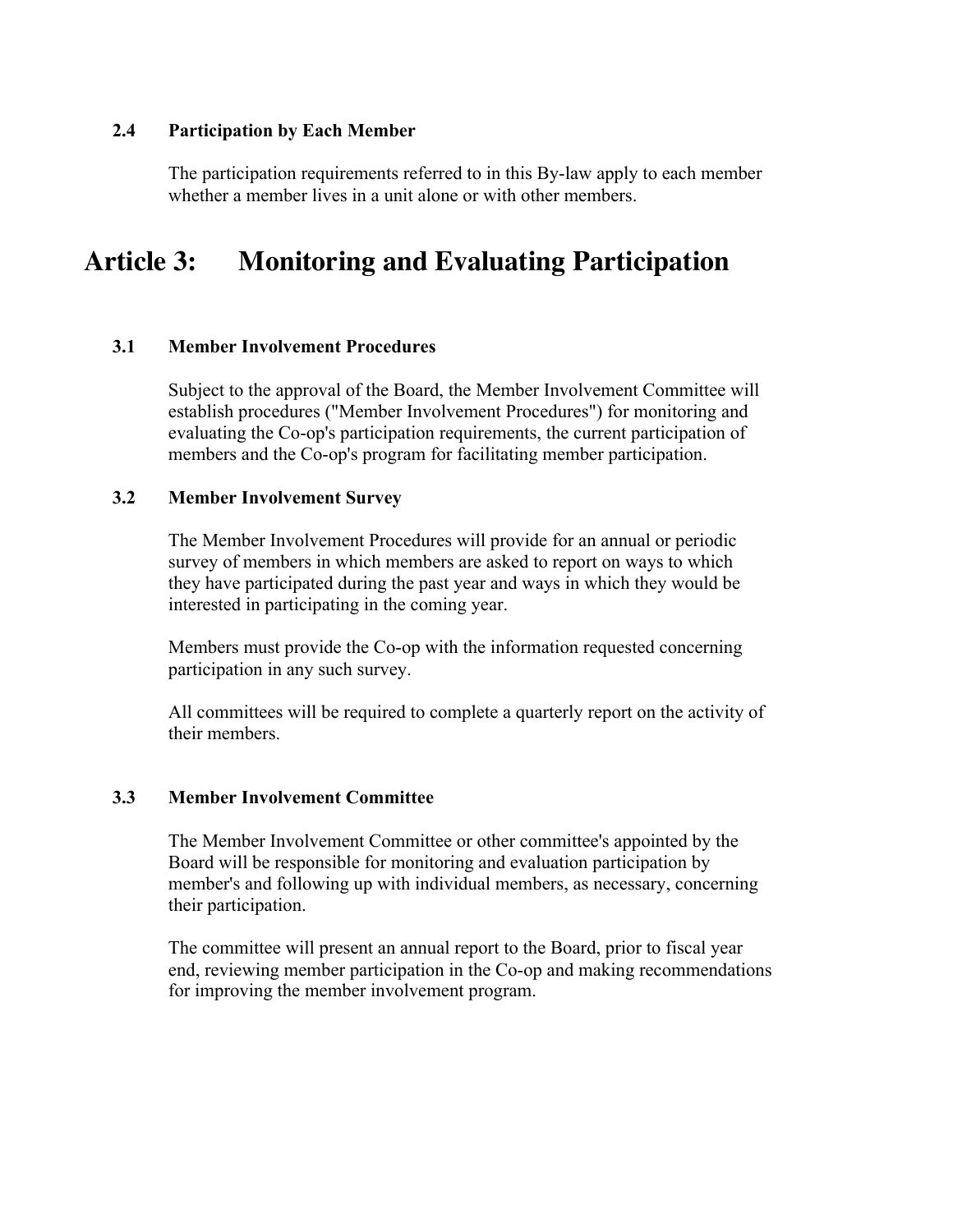### 2.4 Participation by Each Member

The participation requirements referred to in this By-law apply to each member whether a member lives in a unit alone or with other members.

# Article 3: Monitoring and Evaluating Participation

### 3.1 Member Involvement Procedures

Subject to the approval of the Board, the Member Involvement Committee will establish procedures ("Member Involvement Procedures") for monitoring and evaluating the Co-op's participation requirements, the current participation of members and the Co-op's program for facilitating member participation.

### 3.2 Member Involvement Survey

The Member Involvement Procedures will provide for an annual or periodic survey of members in which members are asked to report on ways to which they have participated during the past year and ways in which they would be interested in participating in the coming year.

Members must provide the Co-op with the information requested concerning participation in any such survey.

All committees will be required to complete a quarterly report on the activity of their members.

### 3.3 Member Involvement Committee

The Member Involvement Committee or other committee's appointed by the Board will be responsible for monitoring and evaluation participation by member's and following up with individual members, as necessary, concerning their participation.

The committee will present an annual report to the Board, prior to fiscal year end, reviewing member participation in the Co-op and making recommendations for improving the member involvement program.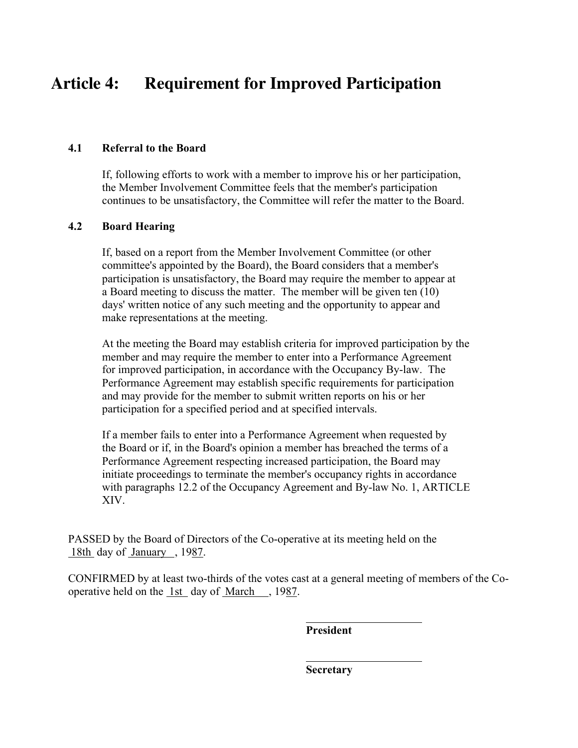# Article 4: Requirement for Improved Participation

### 4.1 Referral to the Board

If, following efforts to work with a member to improve his or her participation, the Member Involvement Committee feels that the member's participation continues to be unsatisfactory, the Committee will refer the matter to the Board.

### 4.2 Board Hearing

If, based on a report from the Member Involvement Committee (or other committee's appointed by the Board), the Board considers that a member's participation is unsatisfactory, the Board may require the member to appear at a Board meeting to discuss the matter. The member will be given ten (10) days' written notice of any such meeting and the opportunity to appear and make representations at the meeting.

At the meeting the Board may establish criteria for improved participation by the member and may require the member to enter into a Performance Agreement for improved participation, in accordance with the Occupancy By-law. The Performance Agreement may establish specific requirements for participation and may provide for the member to submit written reports on his or her participation for a specified period and at specified intervals.

If a member fails to enter into a Performance Agreement when requested by the Board or if, in the Board's opinion a member has breached the terms of a Performance Agreement respecting increased participation, the Board may initiate proceedings to terminate the member's occupancy rights in accordance with paragraphs 12.2 of the Occupancy Agreement and By-law No. 1, ARTICLE XIV.

PASSED by the Board of Directors of the Co-operative at its meeting held on the 18th day of January, 1987.

CONFIRMED by at least two-thirds of the votes cast at a general meeting of members of the Co-operative held on the 1st day of March, 1987.

______________________
**President**

______________________
**Secretary**